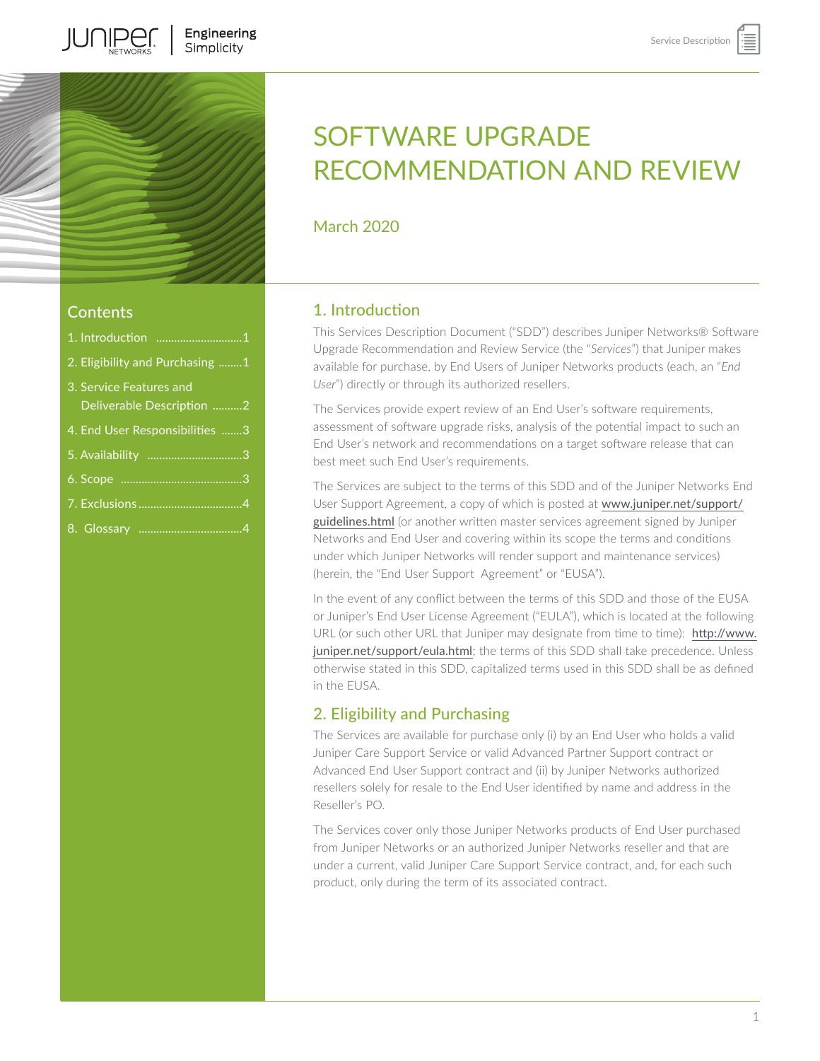# SOFTWARE UPGRADE RECOMMENDATION AND REVIEW

March 2020

## Contents

1. Introduction ............................1
2. Eligibility and Purchasing ........1
3. Service Features and Deliverable Description ..........2
4. End User Responsibilities .......3
5. Availability ...............................3
6. Scope ........................................3
7. Exclusions ..................................4
8. Glossary ...................................4

## 1. Introduction

This Services Description Document ("SDD") describes Juniper Networks® Software Upgrade Recommendation and Review Service (the "*Services*") that Juniper makes available for purchase, by End Users of Juniper Networks products (each, an "*End User*") directly or through its authorized resellers.

The Services provide expert review of an End User's software requirements, assessment of software upgrade risks, analysis of the potential impact to such an End User's network and recommendations on a target software release that can best meet such End User's requirements.

The Services are subject to the terms of this SDD and of the Juniper Networks End User Support Agreement, a copy of which is posted at www.juniper.net/support/guidelines.html (or another written master services agreement signed by Juniper Networks and End User and covering within its scope the terms and conditions under which Juniper Networks will render support and maintenance services) (herein, the "End User Support Agreement" or "EUSA").

In the event of any conflict between the terms of this SDD and those of the EUSA or Juniper's End User License Agreement ("EULA"), which is located at the following URL (or such other URL that Juniper may designate from time to time): http://www.juniper.net/support/eula.html; the terms of this SDD shall take precedence. Unless otherwise stated in this SDD, capitalized terms used in this SDD shall be as defined in the EUSA.

## 2. Eligibility and Purchasing

The Services are available for purchase only (i) by an End User who holds a valid Juniper Care Support Service or valid Advanced Partner Support contract or Advanced End User Support contract and (ii) by Juniper Networks authorized resellers solely for resale to the End User identified by name and address in the Reseller's PO.

The Services cover only those Juniper Networks products of End User purchased from Juniper Networks or an authorized Juniper Networks reseller and that are under a current, valid Juniper Care Support Service contract, and, for each such product, only during the term of its associated contract.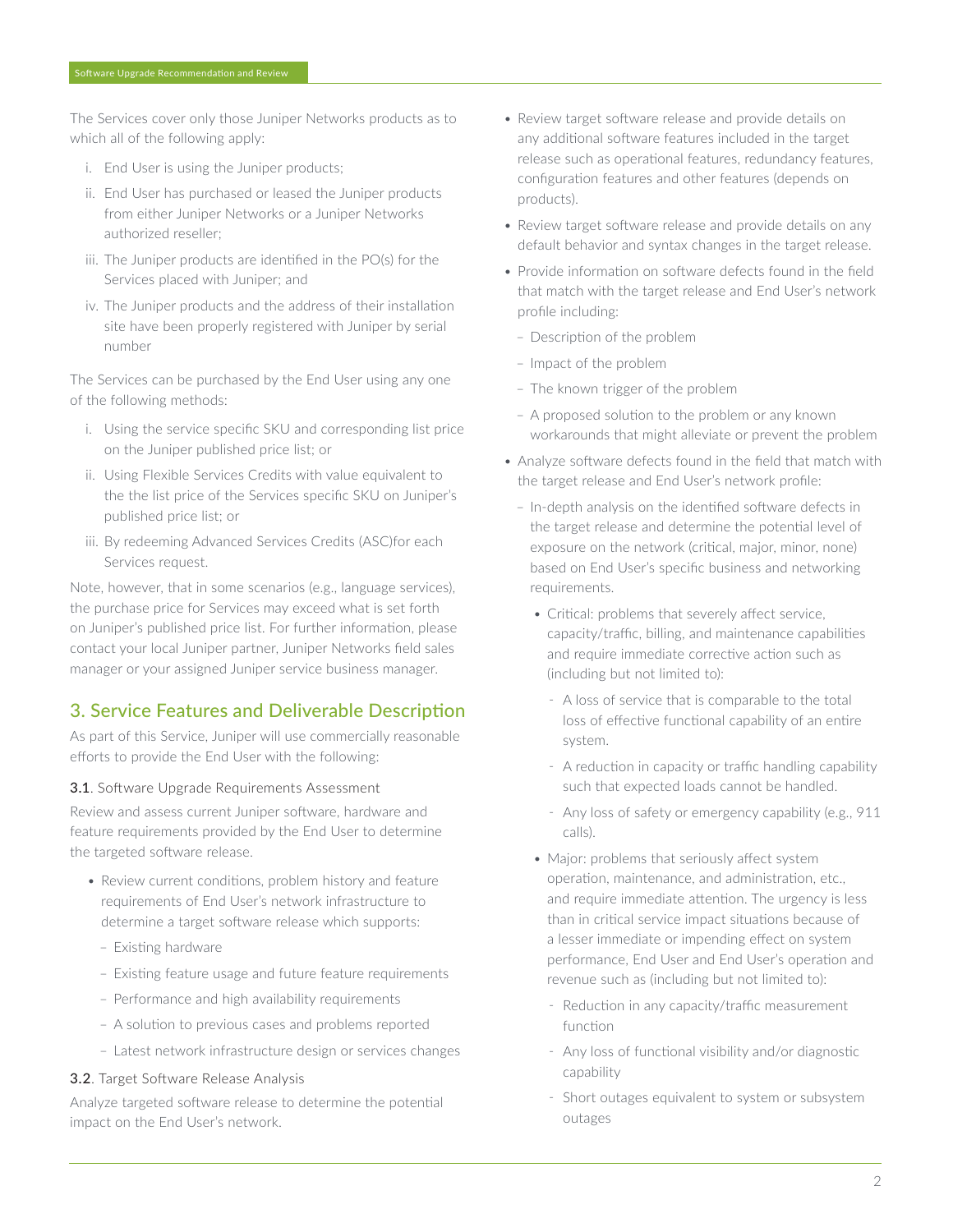The Services cover only those Juniper Networks products as to which all of the following apply:

i. End User is using the Juniper products;

ii. End User has purchased or leased the Juniper products from either Juniper Networks or a Juniper Networks authorized reseller;

iii. The Juniper products are identified in the PO(s) for the Services placed with Juniper; and

iv. The Juniper products and the address of their installation site have been properly registered with Juniper by serial number

The Services can be purchased by the End User using any one of the following methods:

i. Using the service specific SKU and corresponding list price on the Juniper published price list; or

ii. Using Flexible Services Credits with value equivalent to the the list price of the Services specific SKU on Juniper's published price list; or

iii. By redeeming Advanced Services Credits (ASC)for each Services request.

Note, however, that in some scenarios (e.g., language services), the purchase price for Services may exceed what is set forth on Juniper's published price list. For further information, please contact your local Juniper partner, Juniper Networks field sales manager or your assigned Juniper service business manager.

## 3. Service Features and Deliverable Description

As part of this Service, Juniper will use commercially reasonable efforts to provide the End User with the following:

### 3.1. Software Upgrade Requirements Assessment

Review and assess current Juniper software, hardware and feature requirements provided by the End User to determine the targeted software release.

- Review current conditions, problem history and feature requirements of End User's network infrastructure to determine a target software release which supports:
  - Existing hardware
  - Existing feature usage and future feature requirements
  - Performance and high availability requirements
  - A solution to previous cases and problems reported
  - Latest network infrastructure design or services changes

### 3.2. Target Software Release Analysis

Analyze targeted software release to determine the potential impact on the End User's network.

- Review target software release and provide details on any additional software features included in the target release such as operational features, redundancy features, configuration features and other features (depends on products).
- Review target software release and provide details on any default behavior and syntax changes in the target release.
- Provide information on software defects found in the field that match with the target release and End User's network profile including:
  - Description of the problem
  - Impact of the problem
  - The known trigger of the problem
  - A proposed solution to the problem or any known workarounds that might alleviate or prevent the problem
- Analyze software defects found in the field that match with the target release and End User's network profile:
  - In-depth analysis on the identified software defects in the target release and determine the potential level of exposure on the network (critical, major, minor, none) based on End User's specific business and networking requirements.
    - Critical: problems that severely affect service, capacity/traffic, billing, and maintenance capabilities and require immediate corrective action such as (including but not limited to):
      - A loss of service that is comparable to the total loss of effective functional capability of an entire system.
      - A reduction in capacity or traffic handling capability such that expected loads cannot be handled.
      - Any loss of safety or emergency capability (e.g., 911 calls).
    - Major: problems that seriously affect system operation, maintenance, and administration, etc., and require immediate attention. The urgency is less than in critical service impact situations because of a lesser immediate or impending effect on system performance, End User and End User's operation and revenue such as (including but not limited to):
      - Reduction in any capacity/traffic measurement function
      - Any loss of functional visibility and/or diagnostic capability
      - Short outages equivalent to system or subsystem outages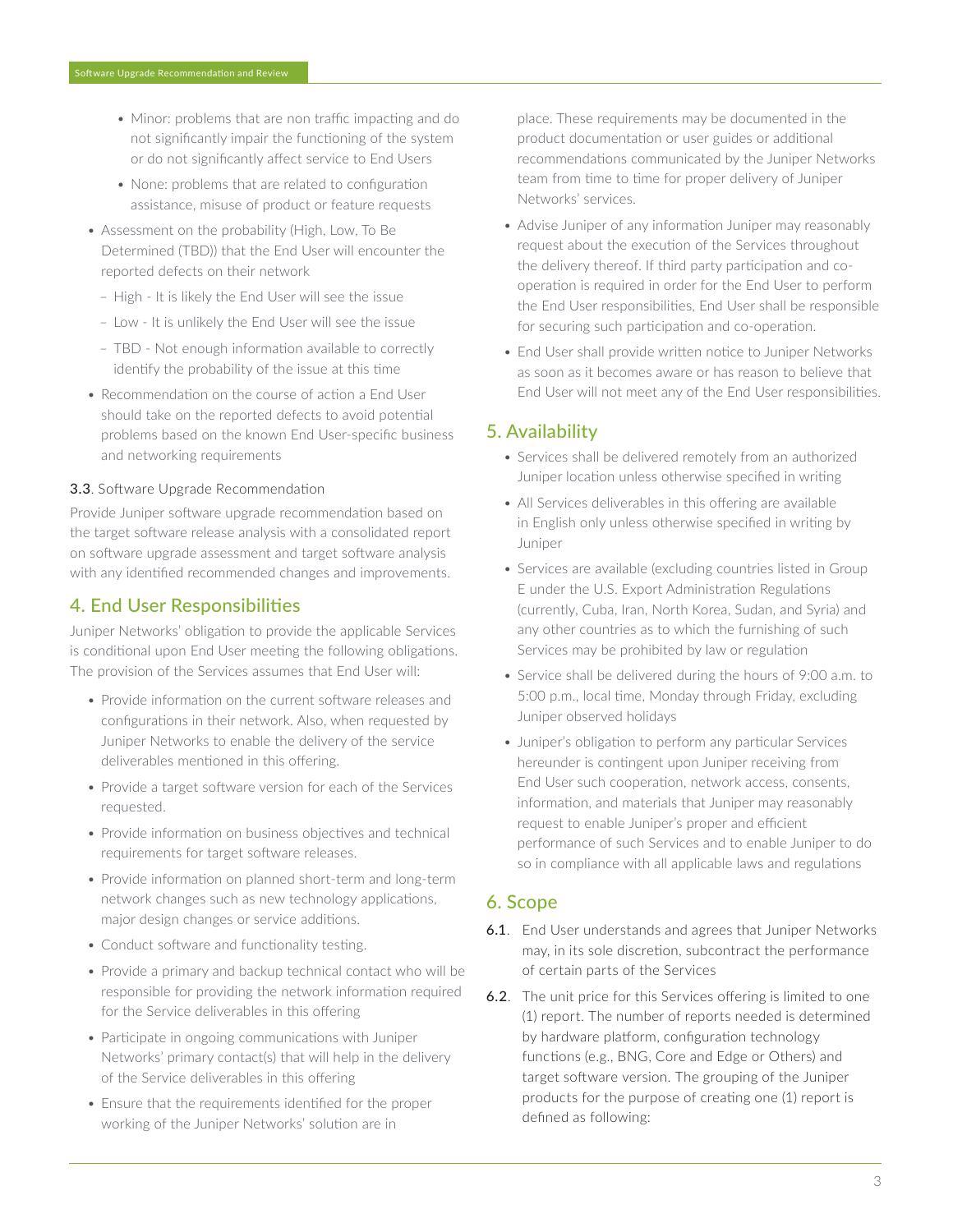- Minor: problems that are non traffic impacting and do not significantly impair the functioning of the system or do not significantly affect service to End Users
  - None: problems that are related to configuration assistance, misuse of product or feature requests
- Assessment on the probability (High, Low, To Be Determined (TBD)) that the End User will encounter the reported defects on their network
  - High - It is likely the End User will see the issue
  - Low - It is unlikely the End User will see the issue
  - TBD - Not enough information available to correctly identify the probability of the issue at this time
- Recommendation on the course of action a End User should take on the reported defects to avoid potential problems based on the known End User-specific business and networking requirements

**3.3**. Software Upgrade Recommendation

Provide Juniper software upgrade recommendation based on the target software release analysis with a consolidated report on software upgrade assessment and target software analysis with any identified recommended changes and improvements.

## 4. End User Responsibilities

Juniper Networks' obligation to provide the applicable Services is conditional upon End User meeting the following obligations. The provision of the Services assumes that End User will:

- Provide information on the current software releases and configurations in their network. Also, when requested by Juniper Networks to enable the delivery of the service deliverables mentioned in this offering.
- Provide a target software version for each of the Services requested.
- Provide information on business objectives and technical requirements for target software releases.
- Provide information on planned short-term and long-term network changes such as new technology applications, major design changes or service additions.
- Conduct software and functionality testing.
- Provide a primary and backup technical contact who will be responsible for providing the network information required for the Service deliverables in this offering
- Participate in ongoing communications with Juniper Networks' primary contact(s) that will help in the delivery of the Service deliverables in this offering
- Ensure that the requirements identified for the proper working of the Juniper Networks' solution are in place. These requirements may be documented in the product documentation or user guides or additional recommendations communicated by the Juniper Networks team from time to time for proper delivery of Juniper Networks' services.
- Advise Juniper of any information Juniper may reasonably request about the execution of the Services throughout the delivery thereof. If third party participation and co-operation is required in order for the End User to perform the End User responsibilities, End User shall be responsible for securing such participation and co-operation.
- End User shall provide written notice to Juniper Networks as soon as it becomes aware or has reason to believe that End User will not meet any of the End User responsibilities.

## 5. Availability

- Services shall be delivered remotely from an authorized Juniper location unless otherwise specified in writing
- All Services deliverables in this offering are available in English only unless otherwise specified in writing by Juniper
- Services are available (excluding countries listed in Group E under the U.S. Export Administration Regulations (currently, Cuba, Iran, North Korea, Sudan, and Syria) and any other countries as to which the furnishing of such Services may be prohibited by law or regulation
- Service shall be delivered during the hours of 9:00 a.m. to 5:00 p.m., local time, Monday through Friday, excluding Juniper observed holidays
- Juniper's obligation to perform any particular Services hereunder is contingent upon Juniper receiving from End User such cooperation, network access, consents, information, and materials that Juniper may reasonably request to enable Juniper's proper and efficient performance of such Services and to enable Juniper to do so in compliance with all applicable laws and regulations

## 6. Scope

**6.1**. End User understands and agrees that Juniper Networks may, in its sole discretion, subcontract the performance of certain parts of the Services

**6.2**. The unit price for this Services offering is limited to one (1) report. The number of reports needed is determined by hardware platform, configuration technology functions (e.g., BNG, Core and Edge or Others) and target software version. The grouping of the Juniper products for the purpose of creating one (1) report is defined as following: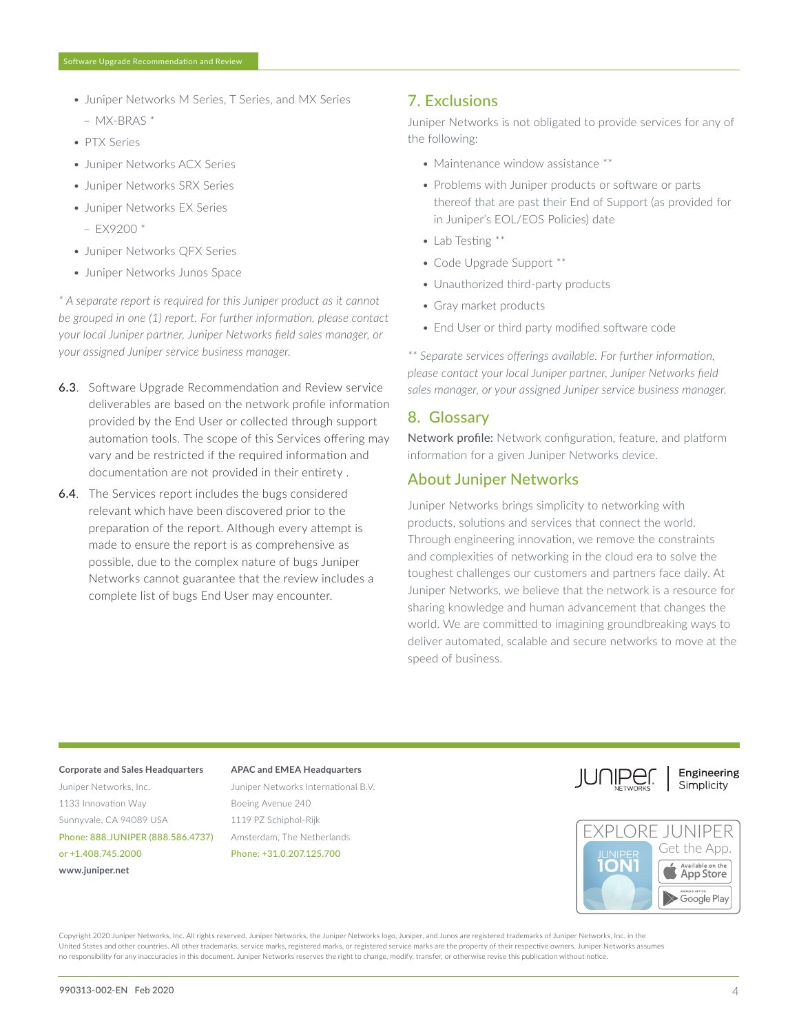- Juniper Networks M Series, T Series, and MX Series
  - MX-BRAS *
- PTX Series
- Juniper Networks ACX Series
- Juniper Networks SRX Series
- Juniper Networks EX Series
  - EX9200 *
- Juniper Networks QFX Series
- Juniper Networks Junos Space

*\* A separate report is required for this Juniper product as it cannot be grouped in one (1) report. For further information, please contact your local Juniper partner, Juniper Networks field sales manager, or your assigned Juniper service business manager.*

6.3. Software Upgrade Recommendation and Review service deliverables are based on the network profile information provided by the End User or collected through support automation tools. The scope of this Services offering may vary and be restricted if the required information and documentation are not provided in their entirety .

6.4. The Services report includes the bugs considered relevant which have been discovered prior to the preparation of the report. Although every attempt is made to ensure the report is as comprehensive as possible, due to the complex nature of bugs Juniper Networks cannot guarantee that the review includes a complete list of bugs End User may encounter.

## 7. Exclusions

Juniper Networks is not obligated to provide services for any of the following:

- Maintenance window assistance **
- Problems with Juniper products or software or parts thereof that are past their End of Support (as provided for in Juniper's EOL/EOS Policies) date
- Lab Testing **
- Code Upgrade Support **
- Unauthorized third-party products
- Gray market products
- End User or third party modified software code

*\*\* Separate services offerings available. For further information, please contact your local Juniper partner, Juniper Networks field sales manager, or your assigned Juniper service business manager.*

## 8. Glossary

**Network profile:** Network configuration, feature, and platform information for a given Juniper Networks device.

## About Juniper Networks

Juniper Networks brings simplicity to networking with products, solutions and services that connect the world. Through engineering innovation, we remove the constraints and complexities of networking in the cloud era to solve the toughest challenges our customers and partners face daily. At Juniper Networks, we believe that the network is a resource for sharing knowledge and human advancement that changes the world. We are committed to imagining groundbreaking ways to deliver automated, scalable and secure networks to move at the speed of business.

**Corporate and Sales Headquarters**
Juniper Networks, Inc.
1133 Innovation Way
Sunnyvale, CA 94089 USA
Phone: 888.JUNIPER (888.586.4737)
or +1.408.745.2000
**www.juniper.net**

**APAC and EMEA Headquarters**
Juniper Networks International B.V.
Boeing Avenue 240
1119 PZ Schiphol-Rijk
Amsterdam, The Netherlands
Phone: +31.0.207.125.700

Engineering Simplicity

EXPLORE JUNIPER
Get the App.

Copyright 2020 Juniper Networks, Inc. All rights reserved. Juniper Networks, the Juniper Networks logo, Juniper, and Junos are registered trademarks of Juniper Networks, Inc. in the United States and other countries. All other trademarks, service marks, registered marks, or registered service marks are the property of their respective owners. Juniper Networks assumes no responsibility for any inaccuracies in this document. Juniper Networks reserves the right to change, modify, transfer, or otherwise revise this publication without notice.

990313-002-EN Feb 2020